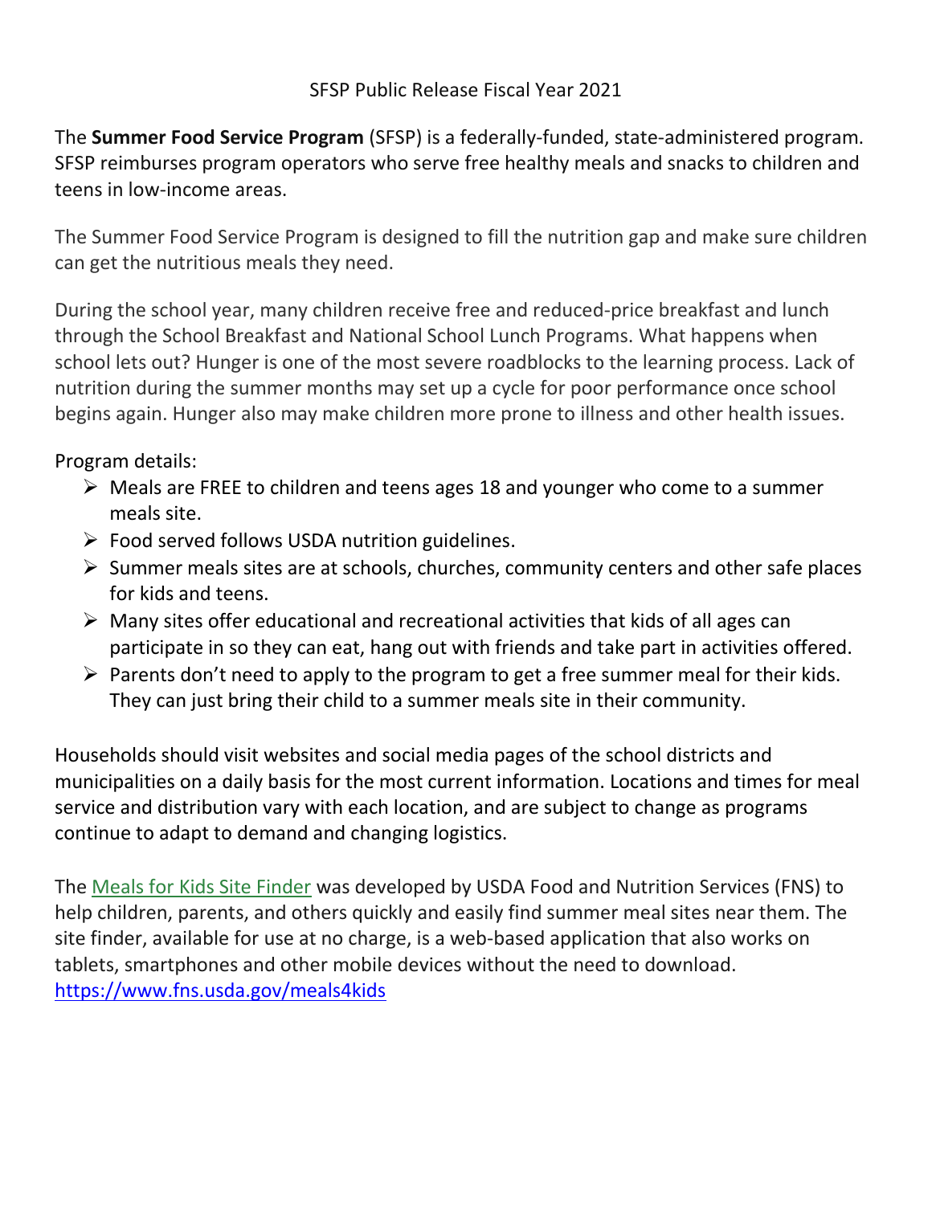SFSP Public Release Fiscal Year 2021

The **Summer Food Service Program** (SFSP) is a federally-funded, state-administered program. SFSP reimburses program operators who serve free healthy meals and snacks to children and teens in low-income areas.

The Summer Food Service Program is designed to fill the nutrition gap and make sure children can get the nutritious meals they need.

During the school year, many children receive free and reduced-price breakfast and lunch through the School Breakfast and National School Lunch Programs. What happens when school lets out? Hunger is one of the most severe roadblocks to the learning process. Lack of nutrition during the summer months may set up a cycle for poor performance once school begins again. Hunger also may make children more prone to illness and other health issues.

Program details:

- Meals are FREE to children and teens ages 18 and younger who come to a summer meals site.
- Food served follows USDA nutrition guidelines.
- Summer meals sites are at schools, churches, community centers and other safe places for kids and teens.
- Many sites offer educational and recreational activities that kids of all ages can participate in so they can eat, hang out with friends and take part in activities offered.
- Parents don't need to apply to the program to get a free summer meal for their kids. They can just bring their child to a summer meals site in their community.

Households should visit websites and social media pages of the school districts and municipalities on a daily basis for the most current information. Locations and times for meal service and distribution vary with each location, and are subject to change as programs continue to adapt to demand and changing logistics.

The Meals for Kids Site Finder was developed by USDA Food and Nutrition Services (FNS) to help children, parents, and others quickly and easily find summer meal sites near them. The site finder, available for use at no charge, is a web-based application that also works on tablets, smartphones and other mobile devices without the need to download. https://www.fns.usda.gov/meals4kids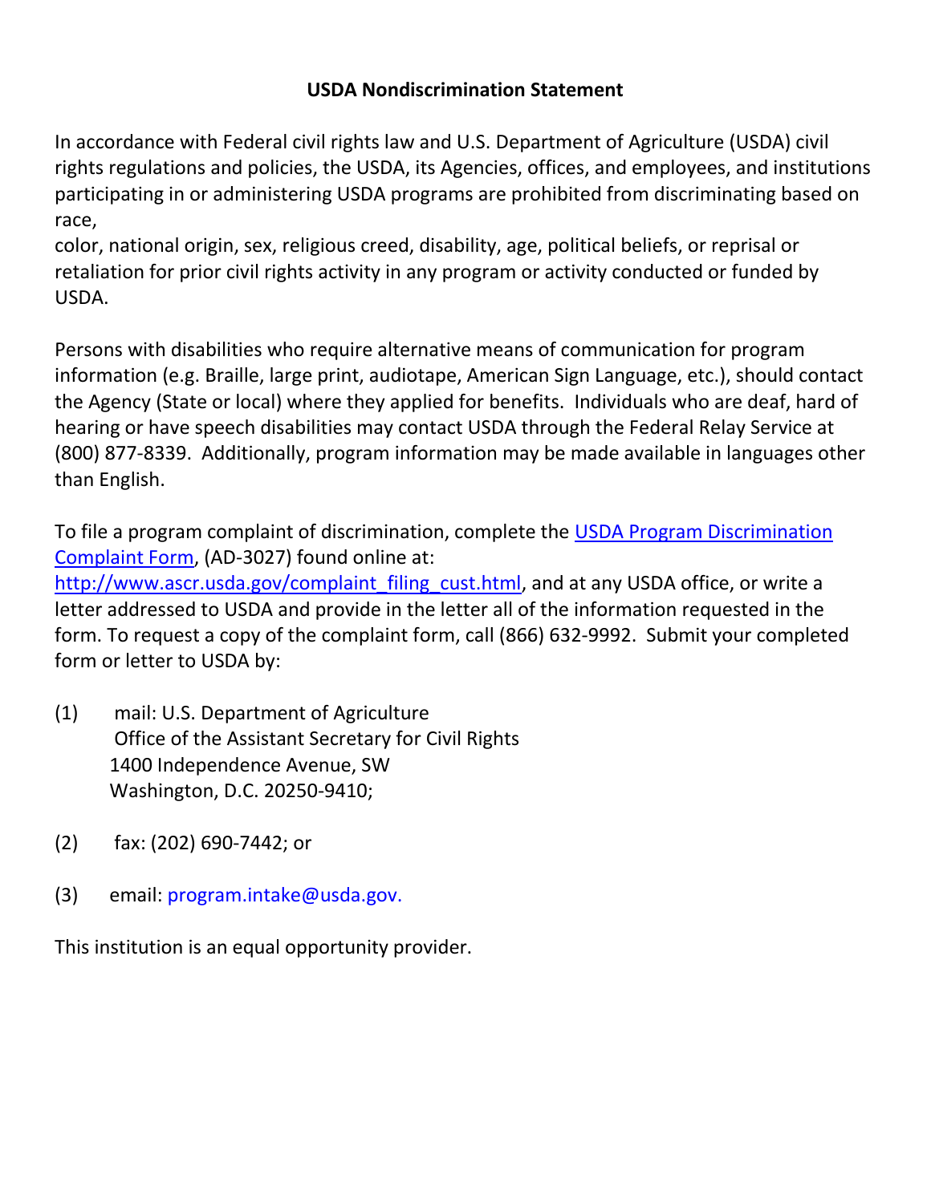**USDA Nondiscrimination Statement**

In accordance with Federal civil rights law and U.S. Department of Agriculture (USDA) civil rights regulations and policies, the USDA, its Agencies, offices, and employees, and institutions participating in or administering USDA programs are prohibited from discriminating based on race,
color, national origin, sex, religious creed, disability, age, political beliefs, or reprisal or retaliation for prior civil rights activity in any program or activity conducted or funded by USDA.

Persons with disabilities who require alternative means of communication for program information (e.g. Braille, large print, audiotape, American Sign Language, etc.), should contact the Agency (State or local) where they applied for benefits. Individuals who are deaf, hard of hearing or have speech disabilities may contact USDA through the Federal Relay Service at (800) 877-8339. Additionally, program information may be made available in languages other than English.

To file a program complaint of discrimination, complete the [USDA Program Discrimination Complaint Form](http://www.ascr.usda.gov/complaint_filing_cust.html), (AD-3027) found online at: http://www.ascr.usda.gov/complaint_filing_cust.html, and at any USDA office, or write a letter addressed to USDA and provide in the letter all of the information requested in the form. To request a copy of the complaint form, call (866) 632-9992. Submit your completed form or letter to USDA by:

(1) mail: U.S. Department of Agriculture
Office of the Assistant Secretary for Civil Rights
1400 Independence Avenue, SW
Washington, D.C. 20250-9410;

(2) fax: (202) 690-7442; or

(3) email: program.intake@usda.gov.

This institution is an equal opportunity provider.